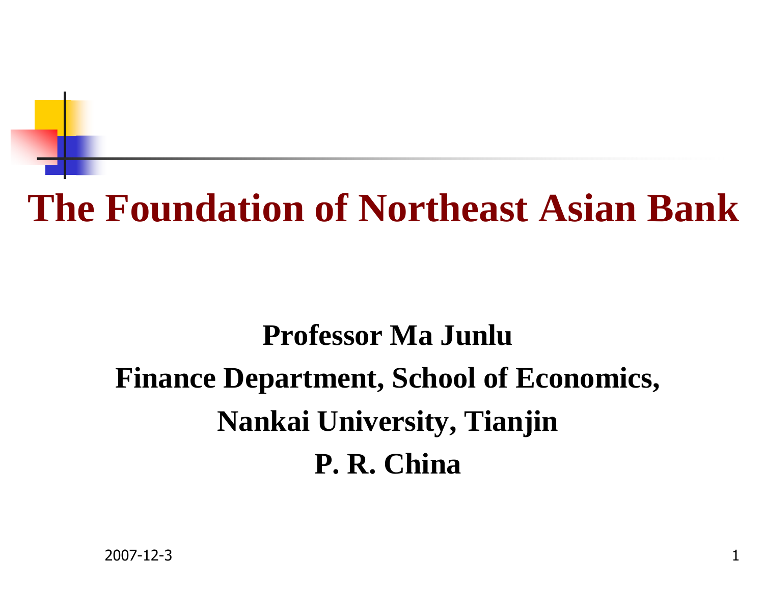# The Foundation of Northeast Asian Bank

**Professor Ma Junlu**

**Finance Department, School of Economics,**

**Nankai University, Tianjin**

**P. R. China**

2007-12-3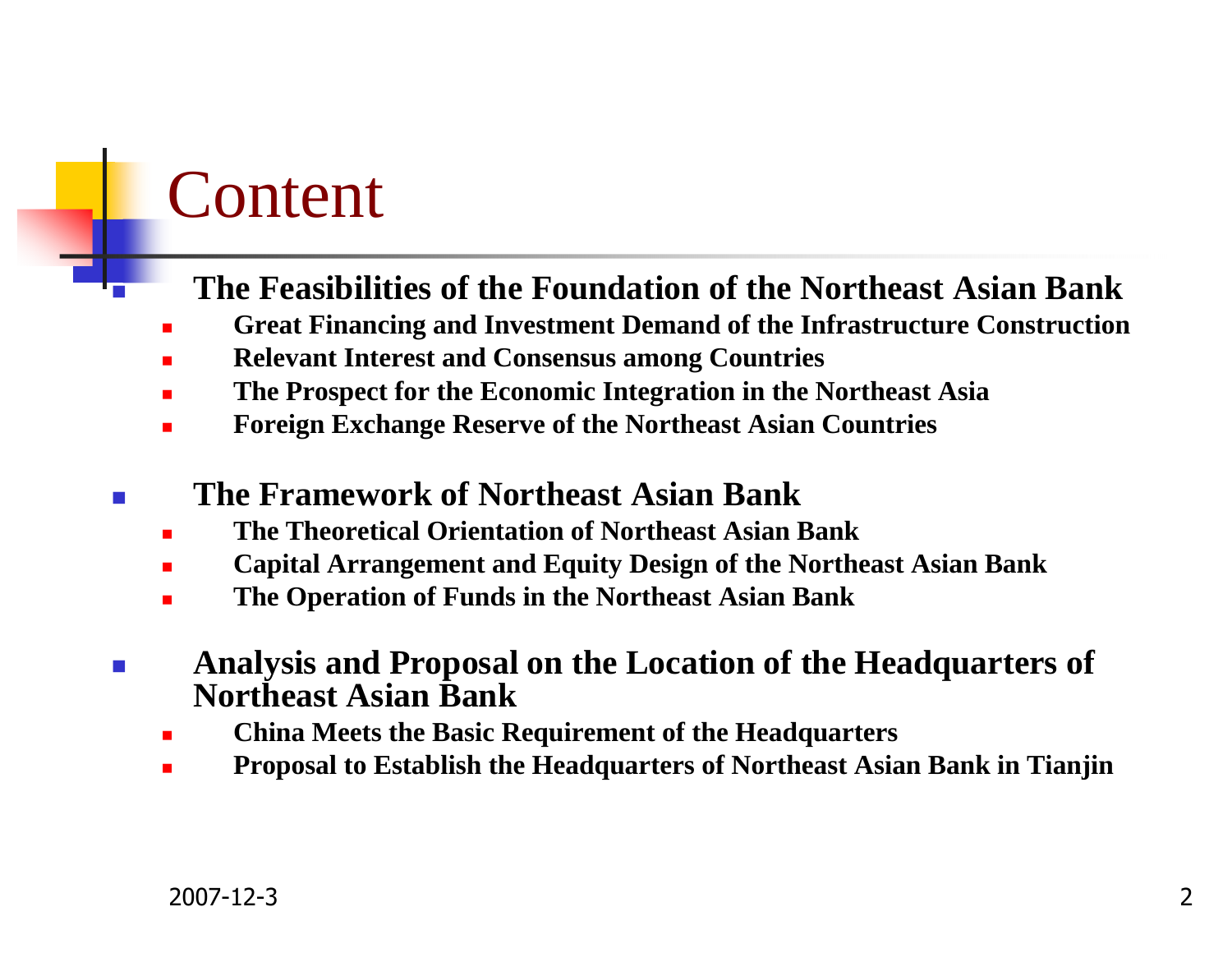# Content

- **The Feasibilities of the Foundation of the Northeast Asian Bank**
  - **Great Financing and Investment Demand of the Infrastructure Construction**
  - **Relevant Interest and Consensus among Countries**
  - **The Prospect for the Economic Integration in the Northeast Asia**
  - **Foreign Exchange Reserve of the Northeast Asian Countries**

- **The Framework of Northeast Asian Bank**
  - **The Theoretical Orientation of Northeast Asian Bank**
  - **Capital Arrangement and Equity Design of the Northeast Asian Bank**
  - **The Operation of Funds in the Northeast Asian Bank**

- **Analysis and Proposal on the Location of the Headquarters of Northeast Asian Bank**
  - **China Meets the Basic Requirement of the Headquarters**
  - **Proposal to Establish the Headquarters of Northeast Asian Bank in Tianjin**

2007-12-3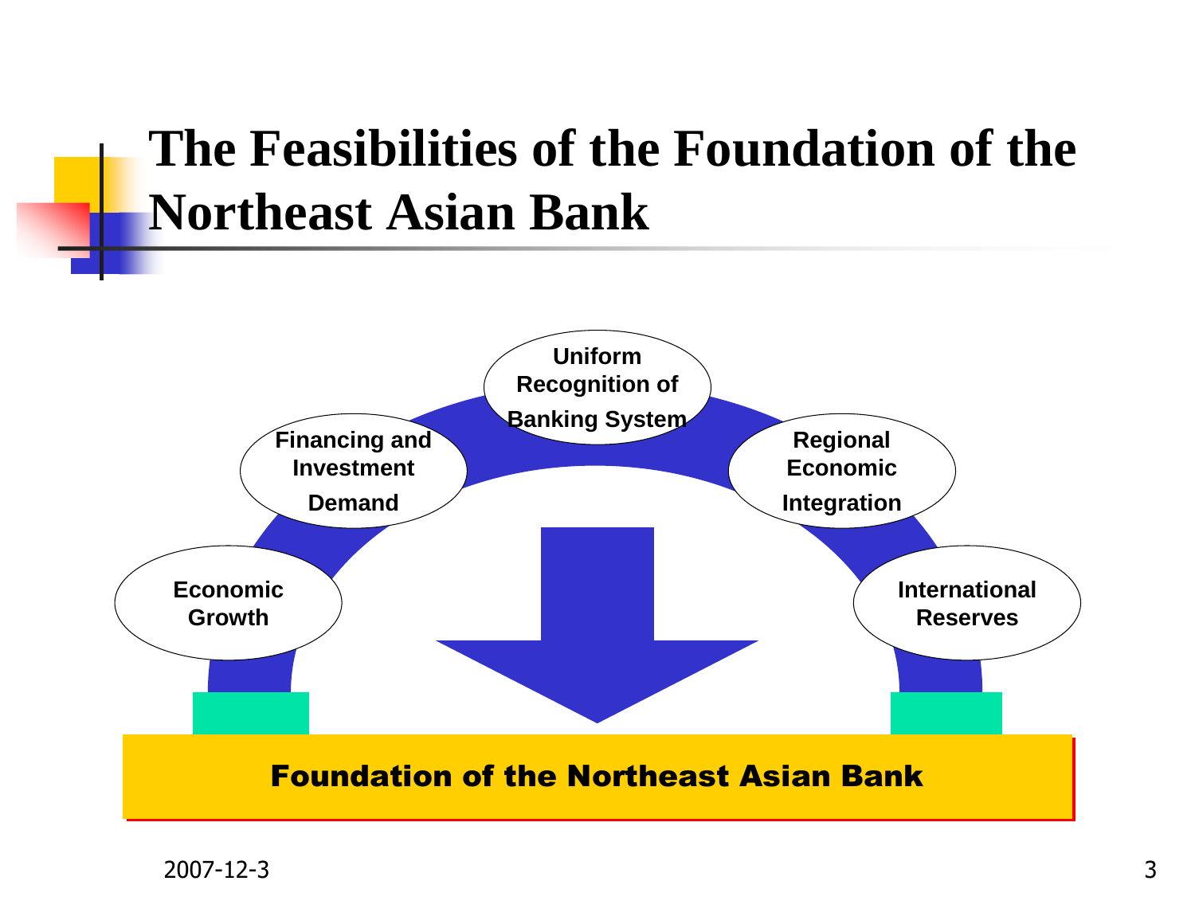# The Feasibilities of the Foundation of the Northeast Asian Bank

- Economic Growth
- Financing and Investment Demand
- Uniform Recognition of Banking System
- Regional Economic Integration
- International Reserves

**Foundation of the Northeast Asian Bank**

2007-12-3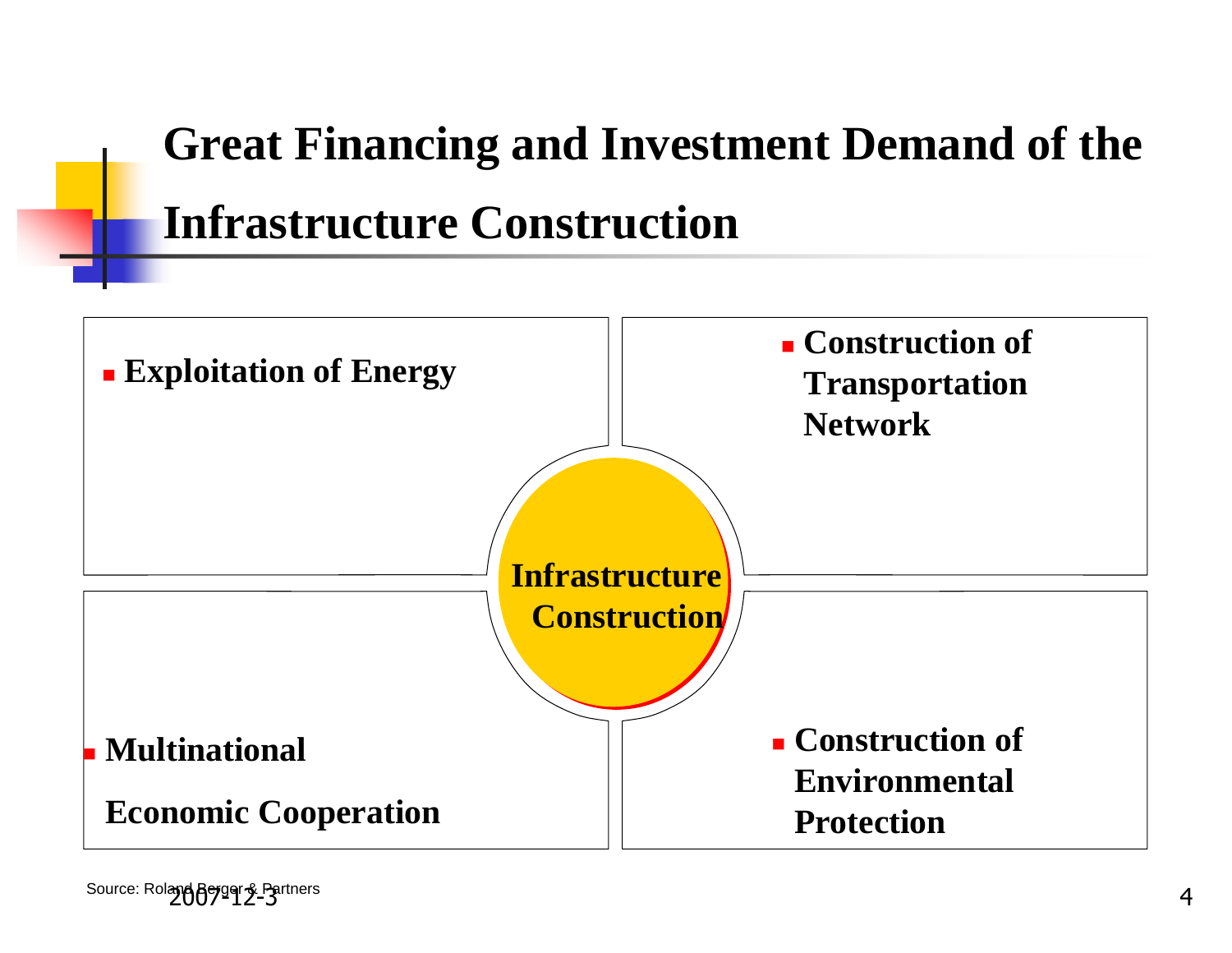# Great Financing and Investment Demand of the Infrastructure Construction

**Infrastructure Construction**

- **Exploitation of Energy**
- **Construction of Transportation Network**
- **Multinational Economic Cooperation**
- **Construction of Environmental Protection**

Source: Roland Berger & Partners

2007-12-3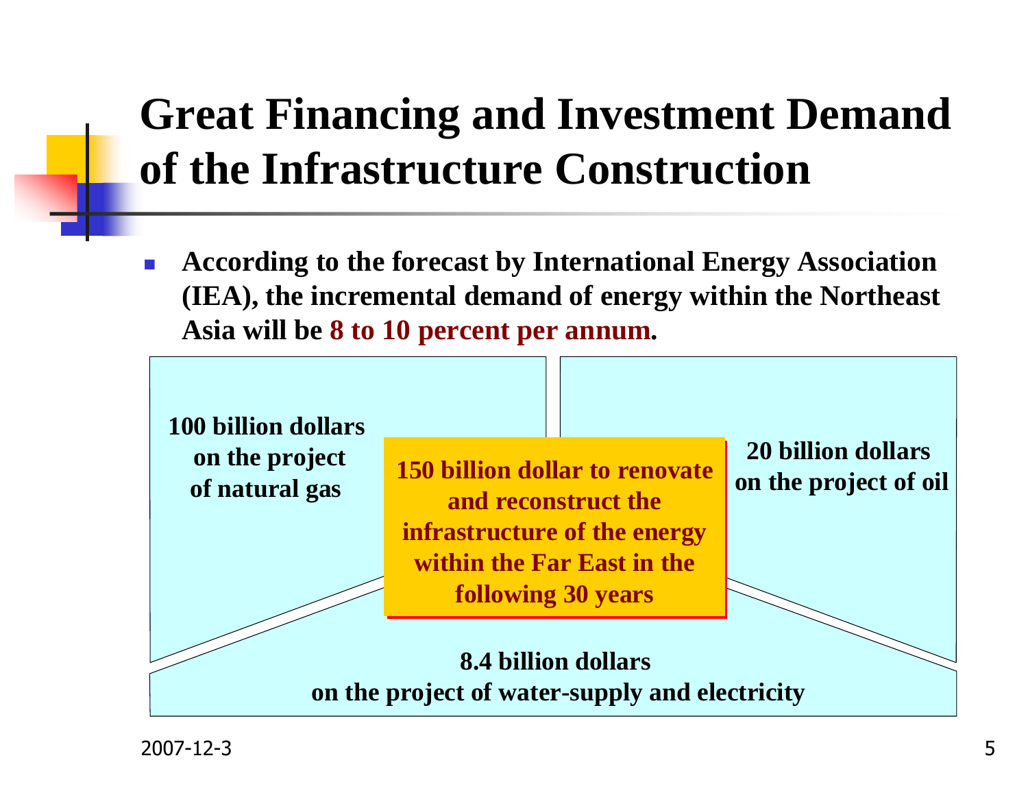# Great Financing and Investment Demand of the Infrastructure Construction

- **According to the forecast by International Energy Association (IEA), the incremental demand of energy within the Northeast Asia will be 8 to 10 percent per annum.**

**100 billion dollars on the project of natural gas**

**150 billion dollar to renovate and reconstruct the infrastructure of the energy within the Far East in the following 30 years**

**20 billion dollars on the project of oil**

**8.4 billion dollars on the project of water-supply and electricity**

2007-12-3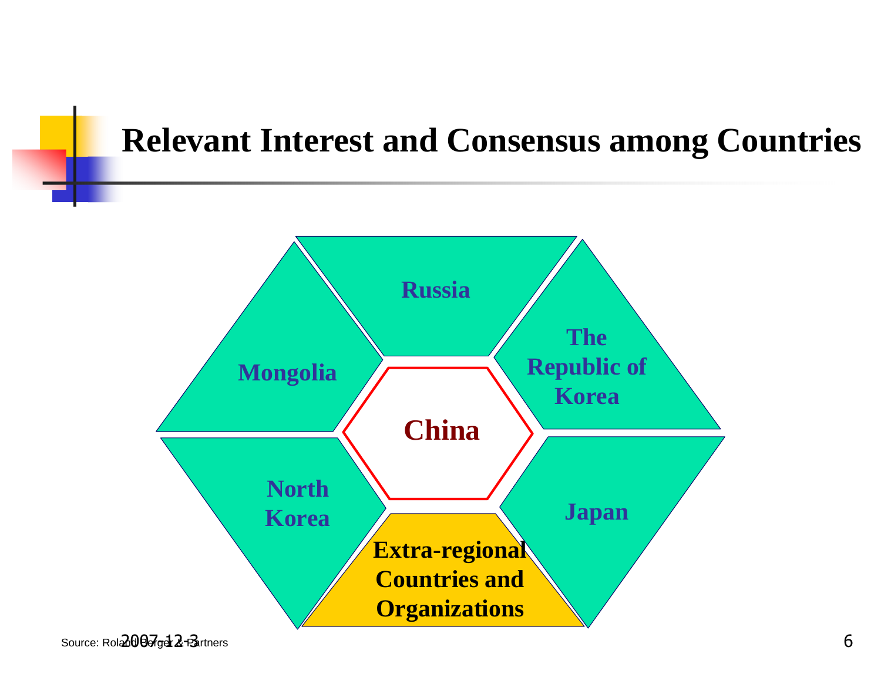# Relevant Interest and Consensus among Countries

Russia

Mongolia

The Republic of Korea

China

North Korea

Japan

Extra-regional Countries and Organizations

Source: Roland Berger & Partners

2007-12-3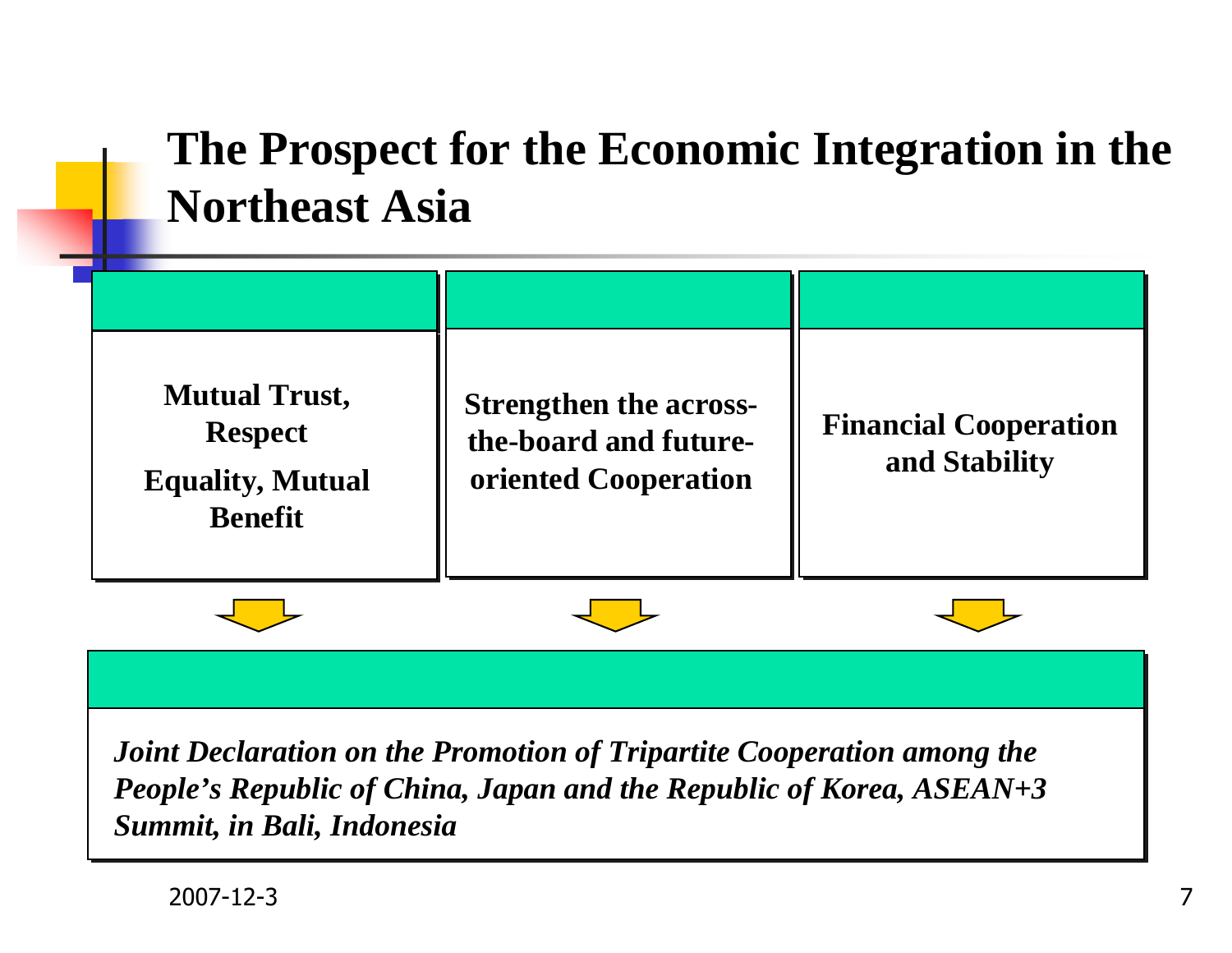# The Prospect for the Economic Integration in the Northeast Asia

**Mutual Trust, Respect**

**Equality, Mutual Benefit**

**Strengthen the across-the-board and future-oriented Cooperation**

**Financial Cooperation and Stability**

***Joint Declaration on the Promotion of Tripartite Cooperation among the People's Republic of China, Japan and the Republic of Korea, ASEAN+3 Summit, in Bali, Indonesia***

2007-12-3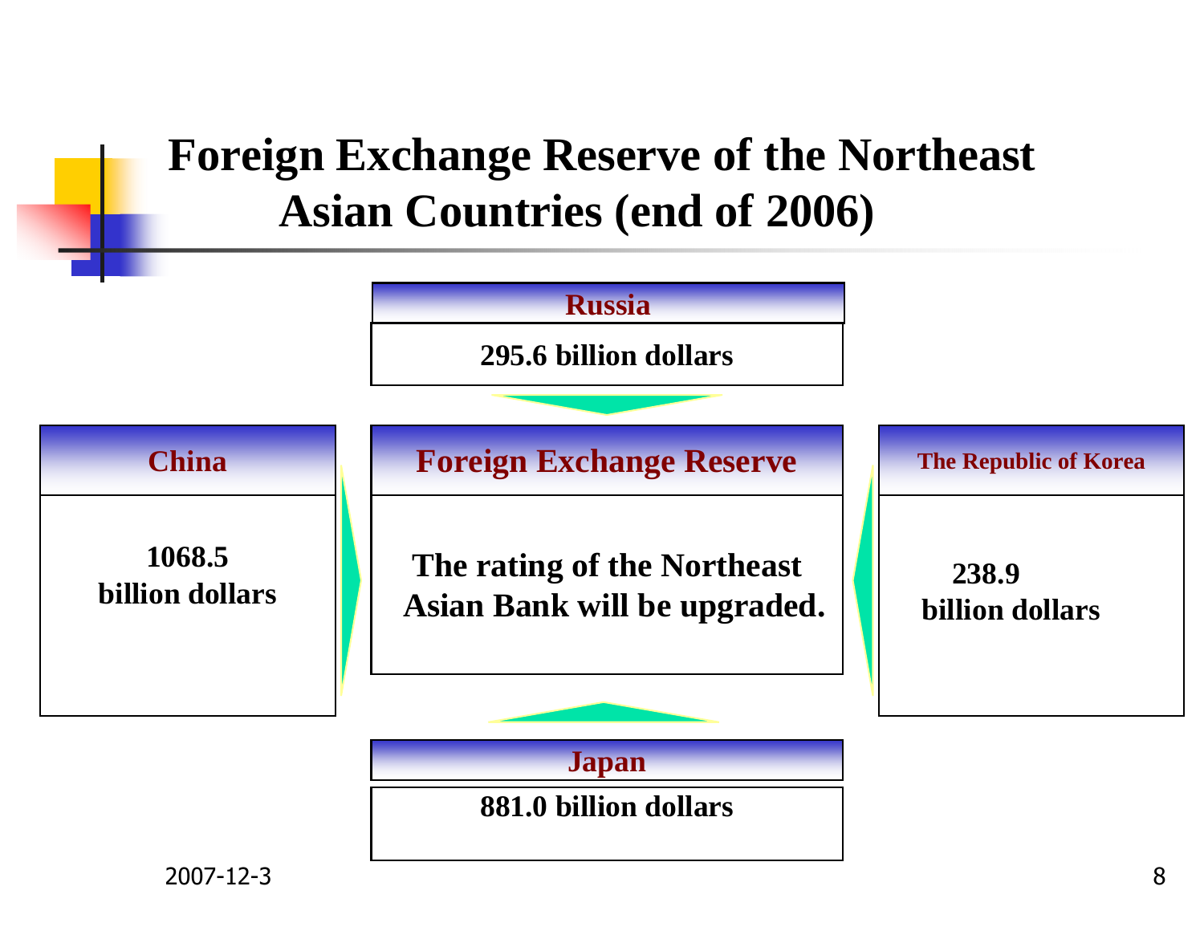# Foreign Exchange Reserve of the Northeast Asian Countries (end of 2006)

**Russia**

**295.6 billion dollars**

**China**

**1068.5 billion dollars**

**Foreign Exchange Reserve**

**The rating of the Northeast Asian Bank will be upgraded.**

**The Republic of Korea**

**238.9 billion dollars**

**Japan**

**881.0 billion dollars**

2007-12-3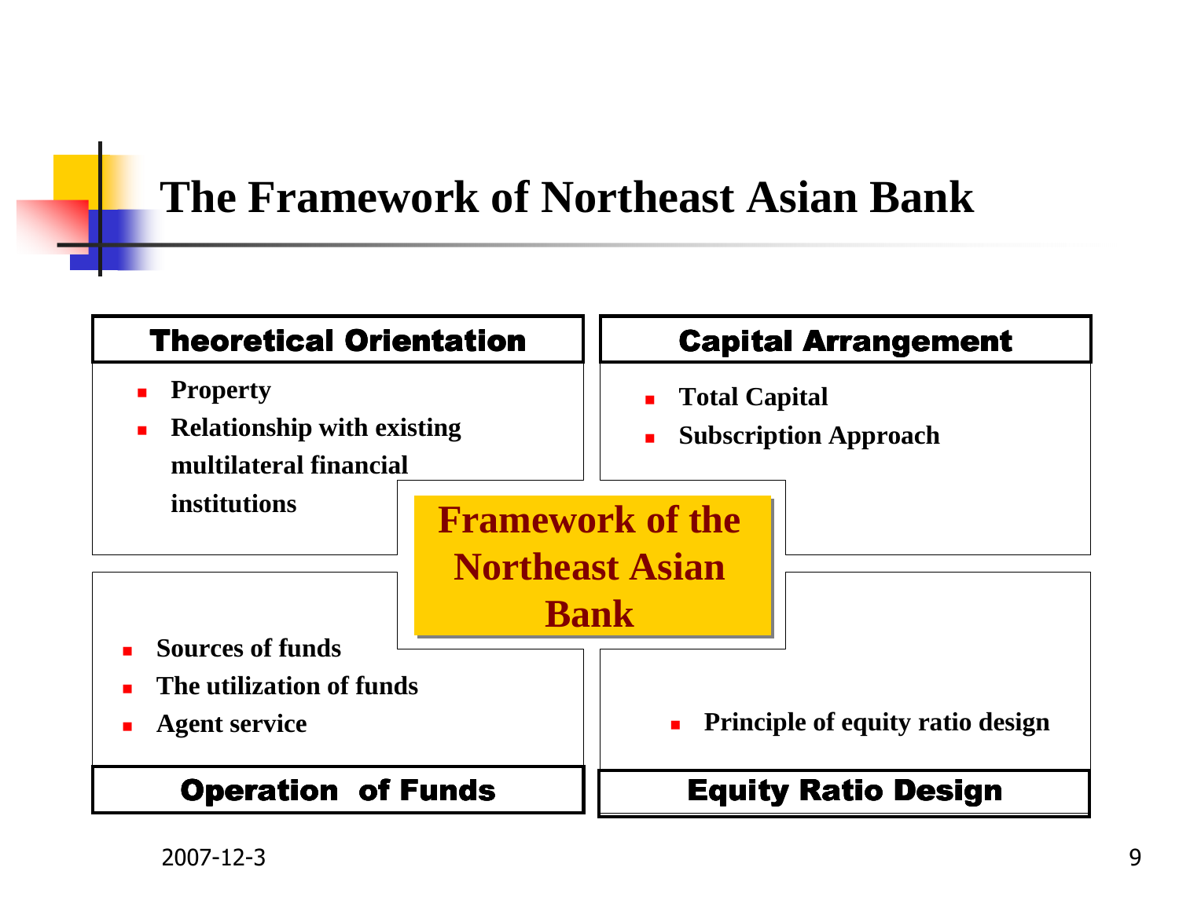# The Framework of Northeast Asian Bank

## Framework of the Northeast Asian Bank

### Theoretical Orientation

- Property
- Relationship with existing multilateral financial institutions

### Capital Arrangement

- Total Capital
- Subscription Approach

### Operation of Funds

- Sources of funds
- The utilization of funds
- Agent service

### Equity Ratio Design

- Principle of equity ratio design

2007-12-3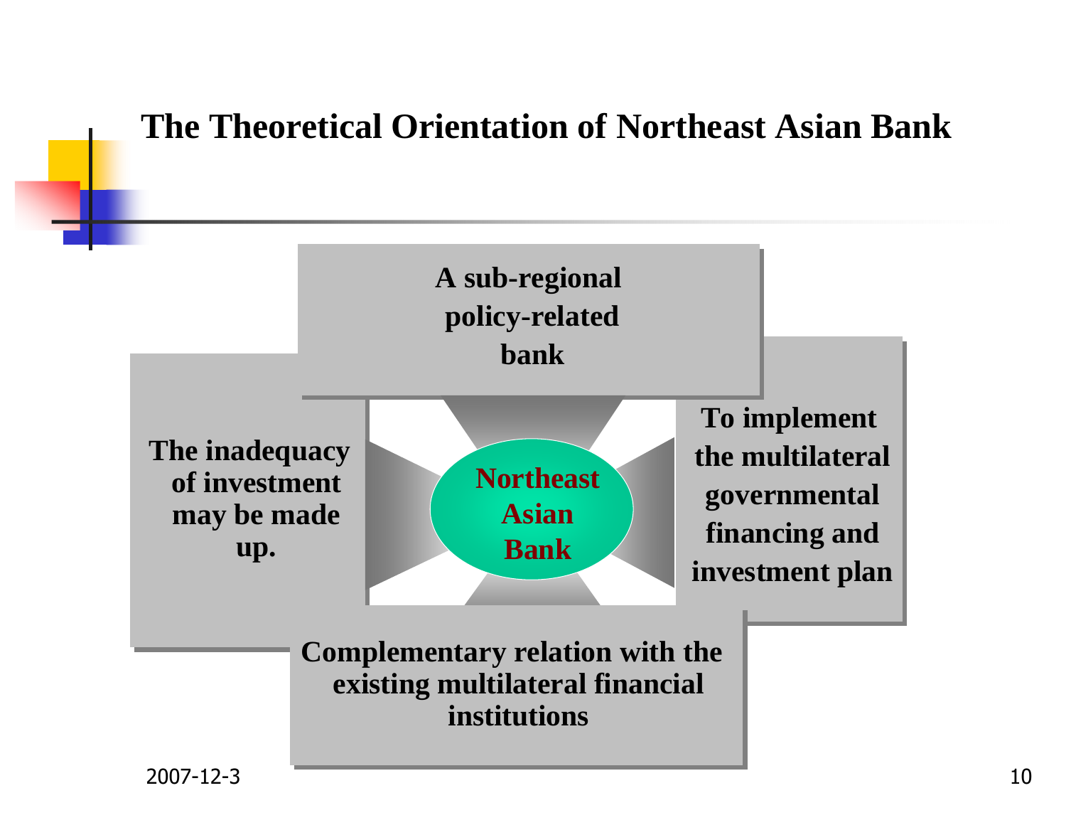# The Theoretical Orientation of Northeast Asian Bank

**Northeast Asian Bank**

- **A sub-regional policy-related bank**
- **To implement the multilateral governmental financing and investment plan**
- **Complementary relation with the existing multilateral financial institutions**
- **The inadequacy of investment may be made up.**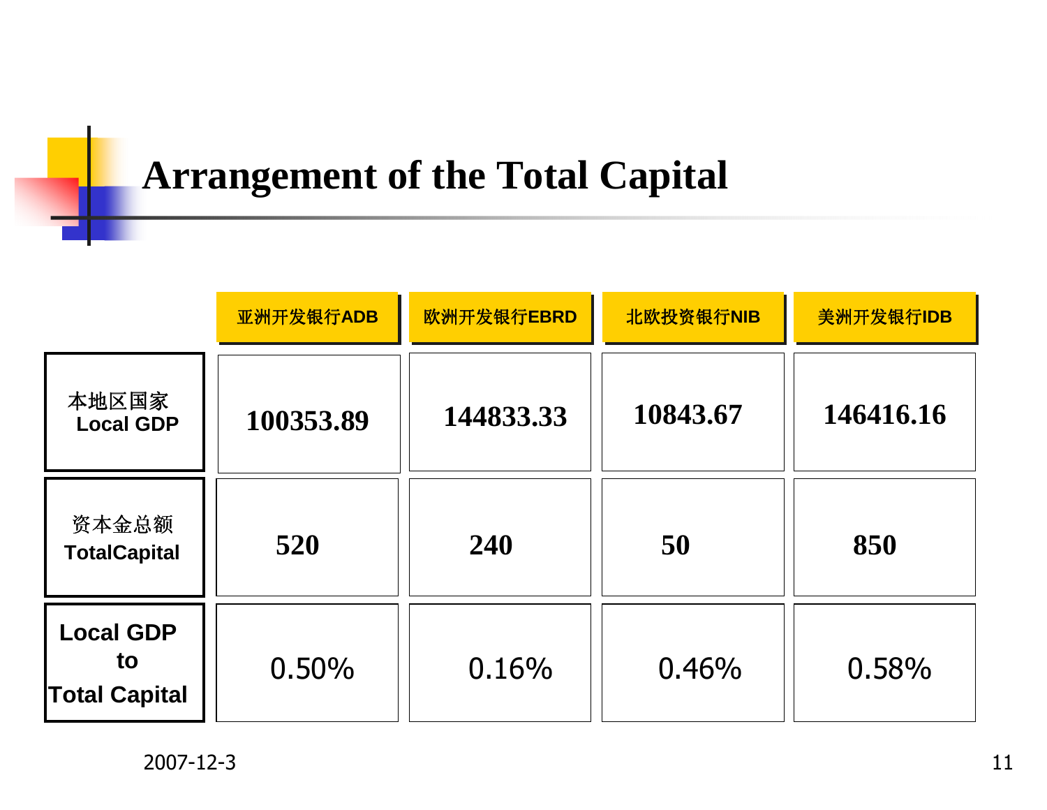# Arrangement of the Total Capital

| | 亚洲开发银行ADB | 欧洲开发银行EBRD | 北欧投资银行NIB | 美洲开发银行IDB |
|---|---|---|---|---|
| 本地区国家 Local GDP | 100353.89 | 144833.33 | 10843.67 | 146416.16 |
| 资本金总额 TotalCapital | 520 | 240 | 50 | 850 |
| Local GDP to Total Capital | 0.50% | 0.16% | 0.46% | 0.58% |

2007-12-3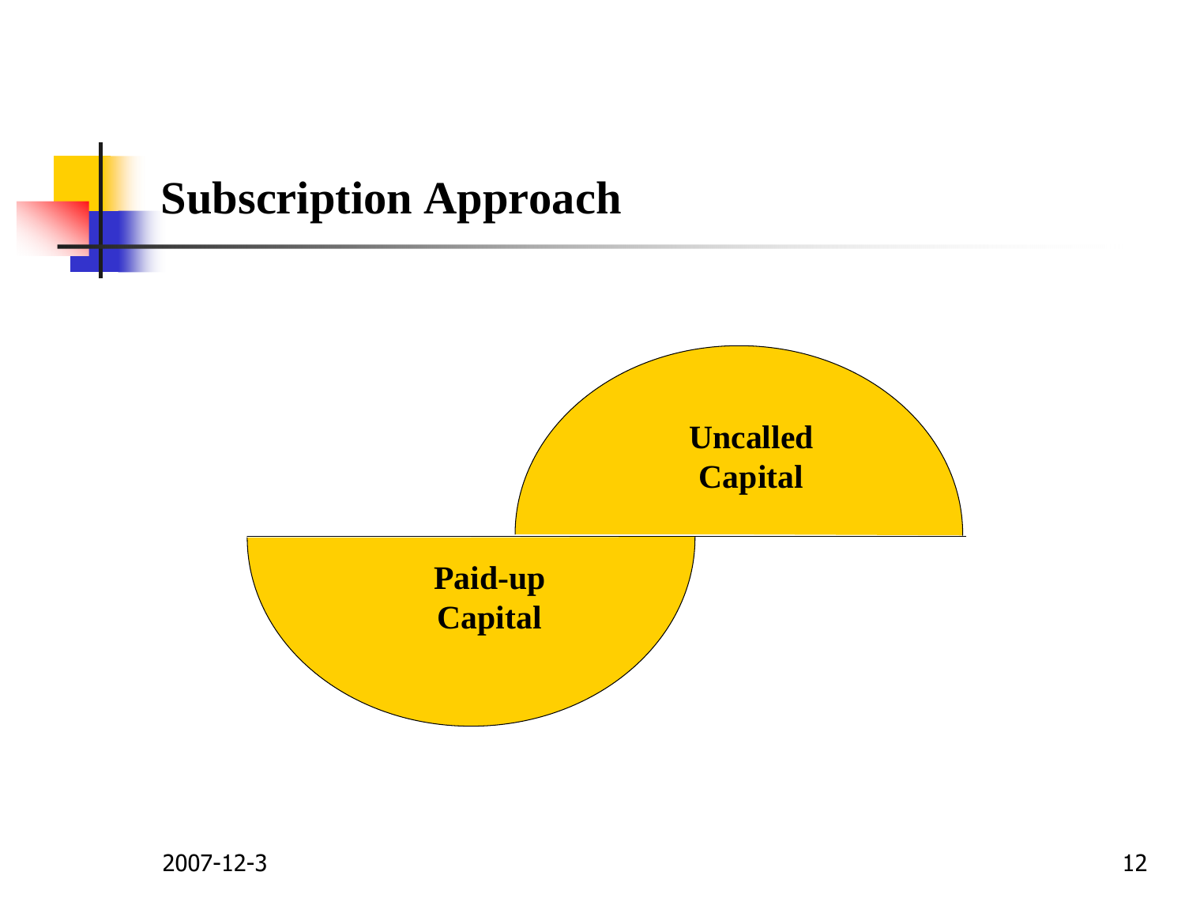# Subscription Approach

Uncalled Capital

Paid-up Capital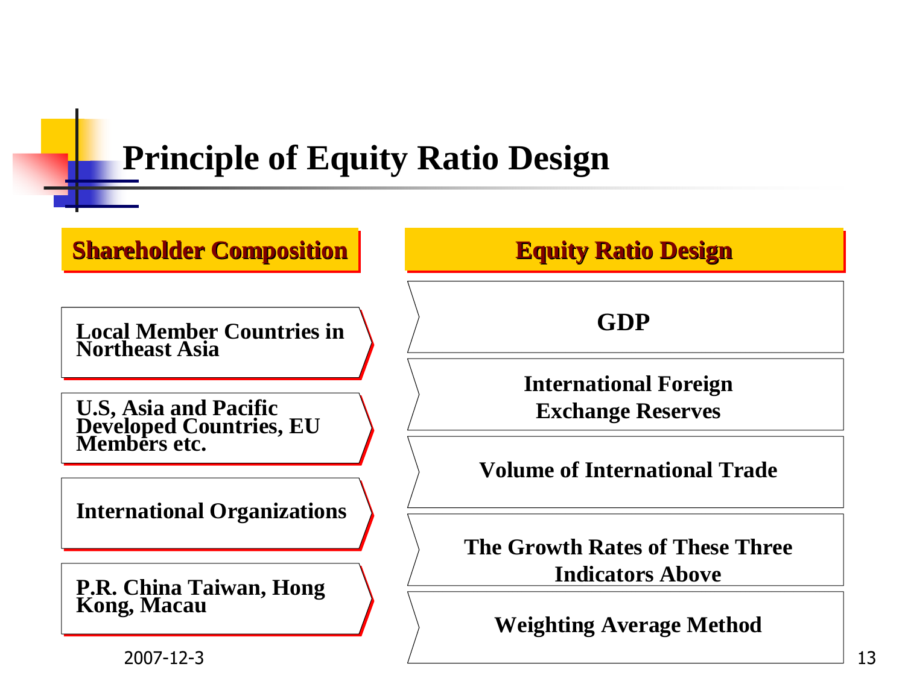# Principle of Equity Ratio Design

**Shareholder Composition**

- Local Member Countries in Northeast Asia
- U.S, Asia and Pacific Developed Countries, EU Members etc.
- International Organizations
- P.R. China Taiwan, Hong Kong, Macau

**Equity Ratio Design**

- GDP
- International Foreign Exchange Reserves
- Volume of International Trade
- The Growth Rates of These Three Indicators Above
- Weighting Average Method

2007-12-3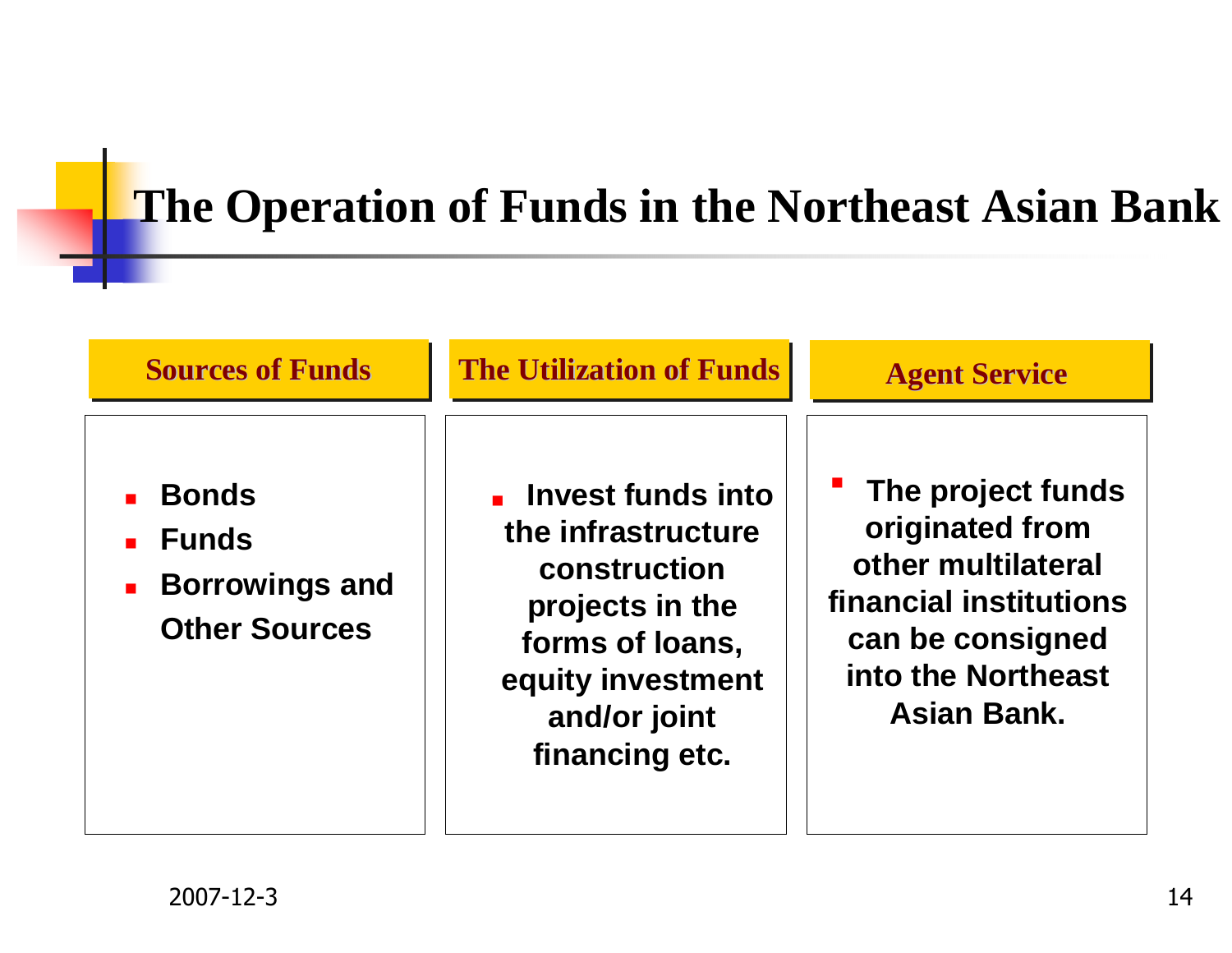# The Operation of Funds in the Northeast Asian Bank

### Sources of Funds

- Bonds
- Funds
- Borrowings and Other Sources

### The Utilization of Funds

- Invest funds into the infrastructure construction projects in the forms of loans, equity investment and/or joint financing etc.

### Agent Service

- The project funds originated from other multilateral financial institutions can be consigned into the Northeast Asian Bank.

2007-12-3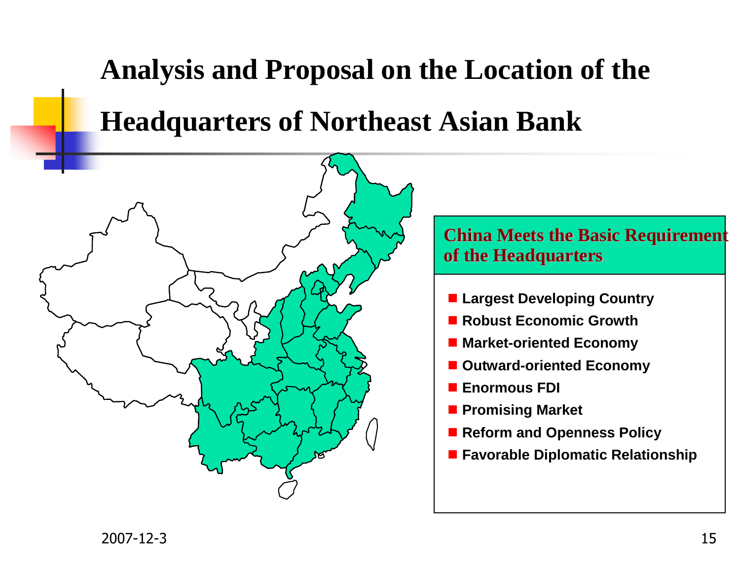# Analysis and Proposal on the Location of the Headquarters of Northeast Asian Bank

**China Meets the Basic Requirement of the Headquarters**

- **Largest Developing Country**
- **Robust Economic Growth**
- **Market-oriented Economy**
- **Outward-oriented Economy**
- **Enormous FDI**
- **Promising Market**
- **Reform and Openness Policy**
- **Favorable Diplomatic Relationship**

2007-12-3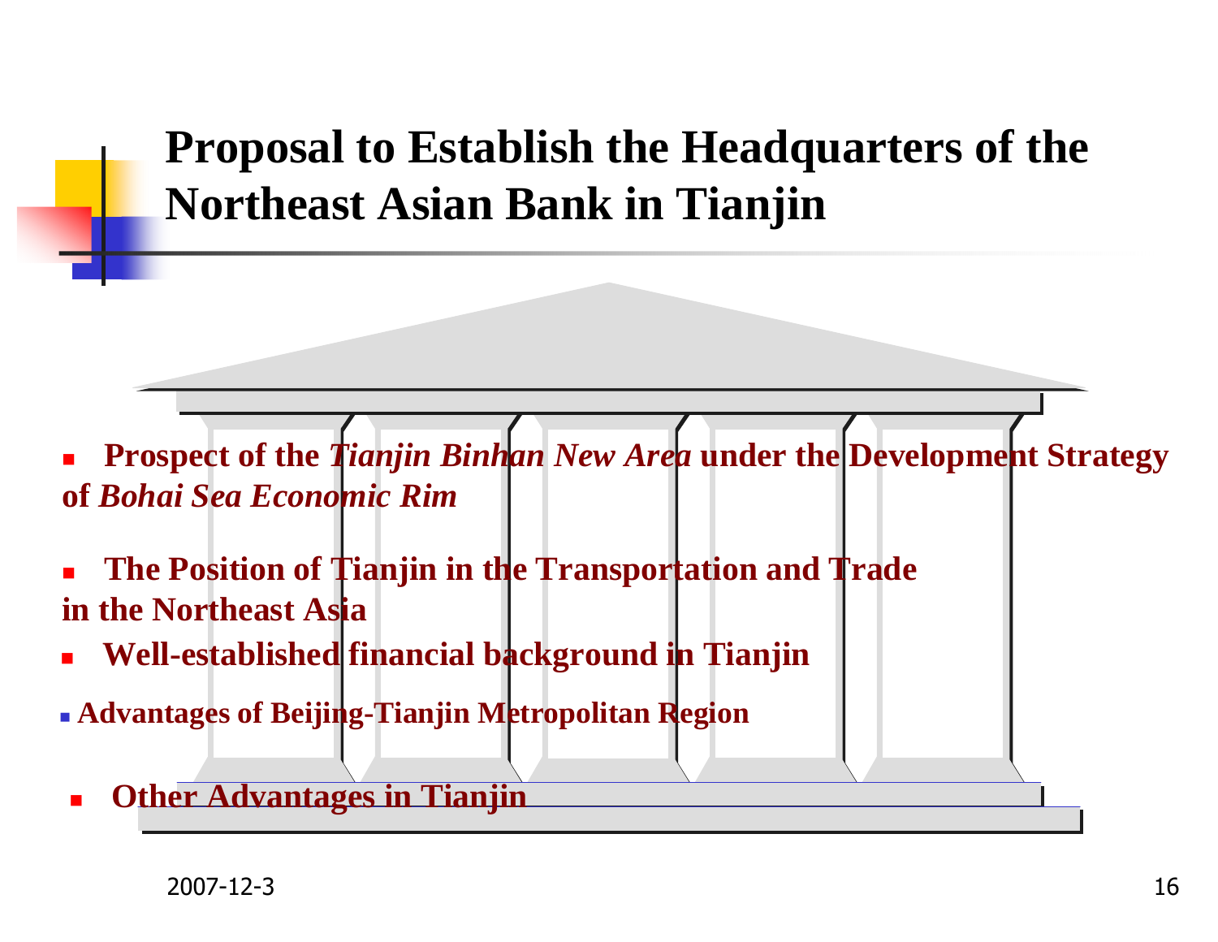# Proposal to Establish the Headquarters of the Northeast Asian Bank in Tianjin

- **Prospect of the *Tianjin Binhan New Area* under the Development Strategy of *Bohai Sea Economic Rim***
- **The Position of Tianjin in the Transportation and Trade in the Northeast Asia**
- **Well-established financial background in Tianjin**
- **Advantages of Beijing-Tianjin Metropolitan Region**
- **Other Advantages in Tianjin**

2007-12-3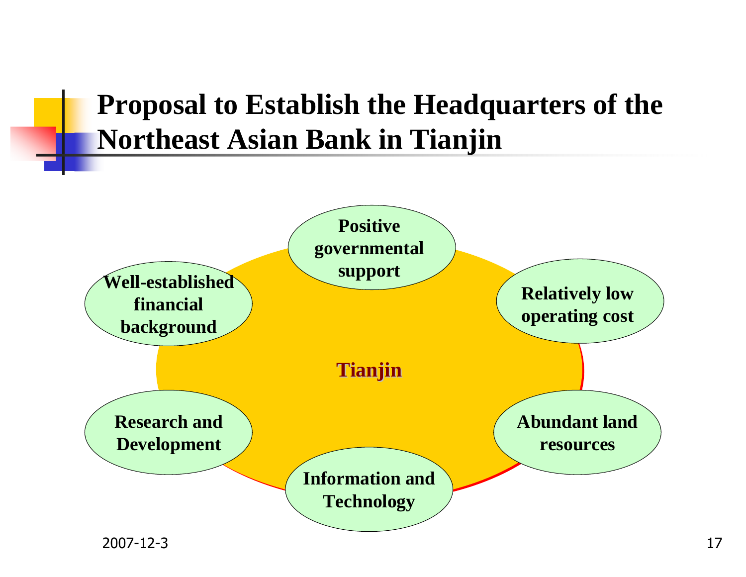# Proposal to Establish the Headquarters of the Northeast Asian Bank in Tianjin

**Tianjin**

- **Positive governmental support**
- **Relatively low operating cost**
- **Abundant land resources**
- **Information and Technology**
- **Research and Development**
- **Well-established financial background**

2007-12-3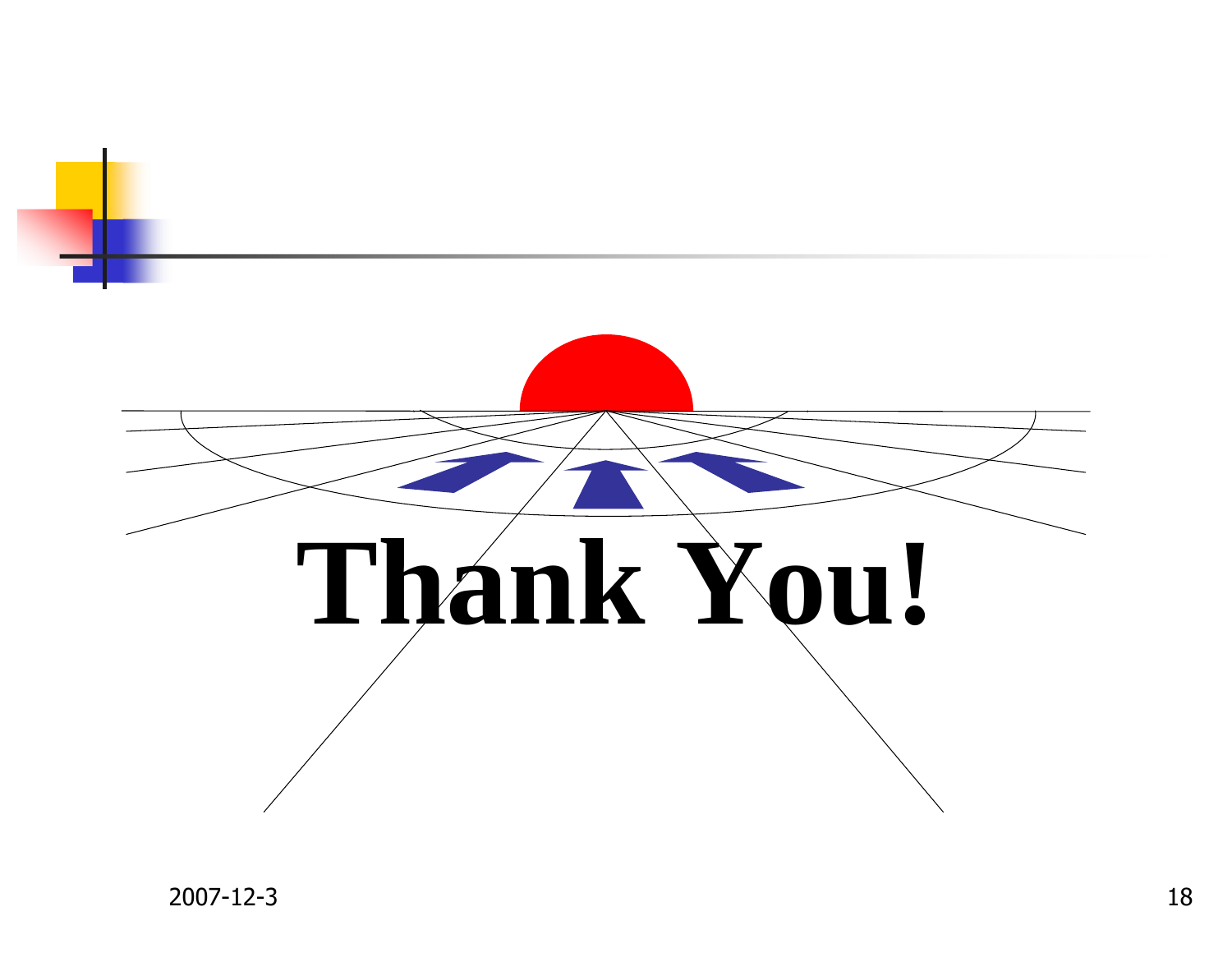# Thank You!